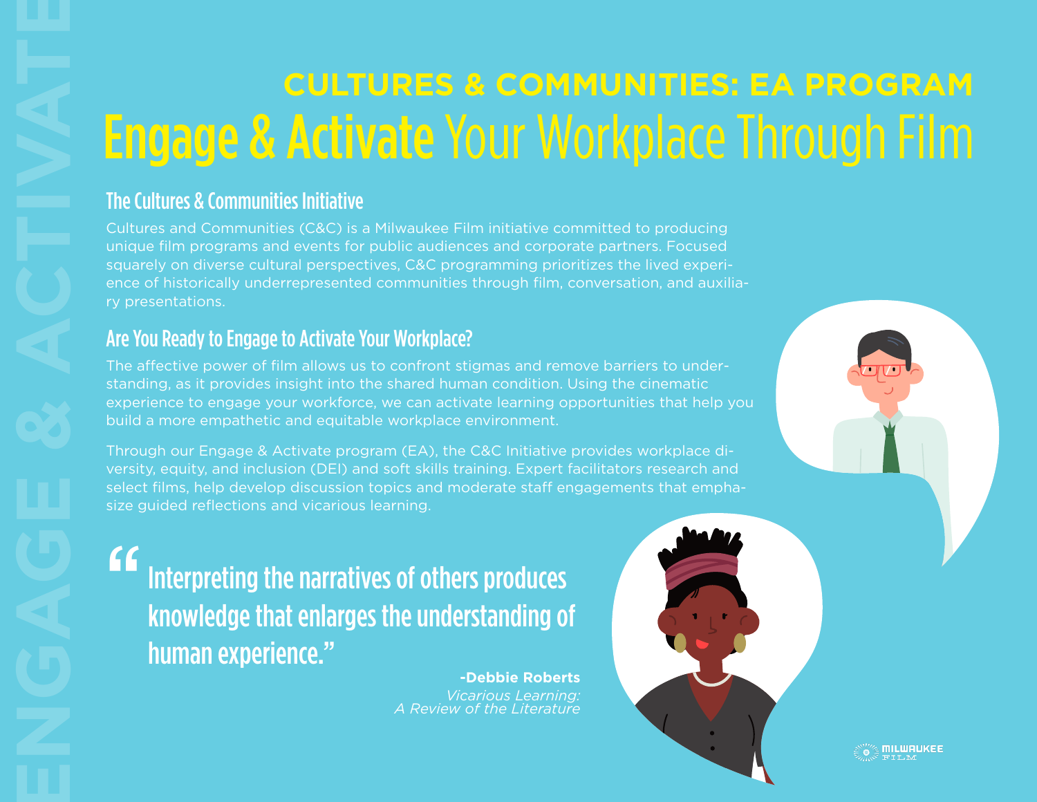# CULTURES & COMMUNITIES: EA PROGRAM

# Engage & Activate Your Workplace Through Film

## The Cultures & Communities Initiative

Cultures and Communities (C&C) is a Milwaukee Film initiative committed to producing unique film programs and events for public audiences and corporate partners. Focused squarely on diverse cultural perspectives, C&C programming prioritizes the lived experience of historically underrepresented communities through film, conversation, and auxiliary presentations.

## Are You Ready to Engage to Activate Your Workplace?

The affective power of film allows us to confront stigmas and remove barriers to understanding, as it provides insight into the shared human condition. Using the cinematic experience to engage your workforce, we can activate learning opportunities that help you build a more empathetic and equitable workplace environment.

Through our Engage & Activate program (EA), the C&C Initiative provides workplace diversity, equity, and inclusion (DEI) and soft skills training. Expert facilitators research and select films, help develop discussion topics and moderate staff engagements that emphasize guided reflections and vicarious learning.

> "Interpreting the narratives of others produces knowledge that enlarges the understanding of human experience."
>
> **-Debbie Roberts**
> *Vicarious Learning: A Review of the Literature*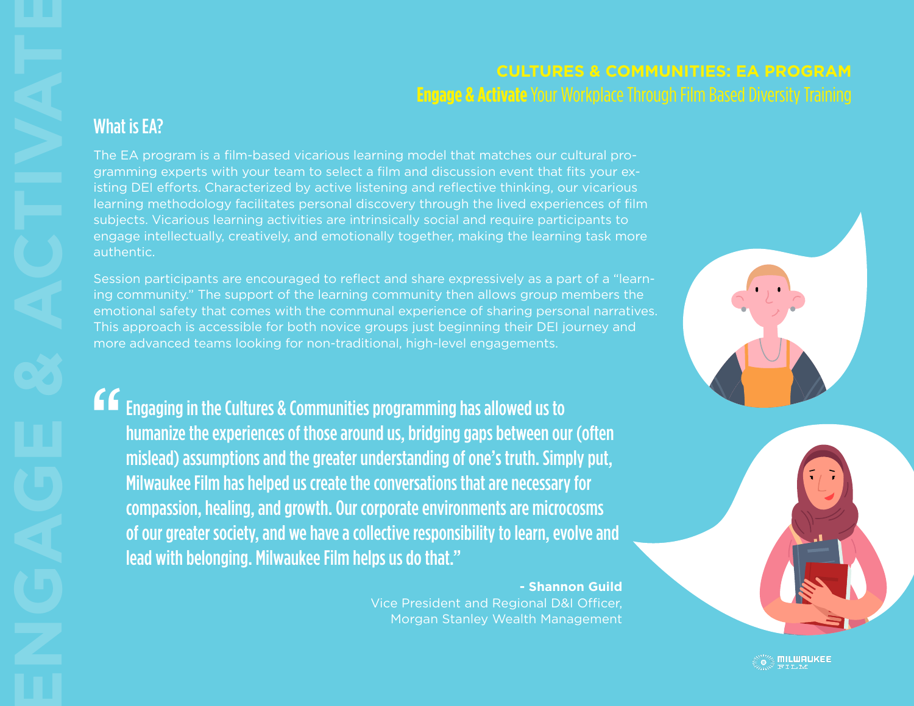## CULTURES & COMMUNITIES: EA PROGRAM

**Engage & Activate** Your Workplace Through Film Based Diversity Training

### What is EA?

The EA program is a film-based vicarious learning model that matches our cultural programming experts with your team to select a film and discussion event that fits your existing DEI efforts. Characterized by active listening and reflective thinking, our vicarious learning methodology facilitates personal discovery through the lived experiences of film subjects. Vicarious learning activities are intrinsically social and require participants to engage intellectually, creatively, and emotionally together, making the learning task more authentic.

Session participants are encouraged to reflect and share expressively as a part of a "learning community." The support of the learning community then allows group members the emotional safety that comes with the communal experience of sharing personal narratives. This approach is accessible for both novice groups just beginning their DEI journey and more advanced teams looking for non-traditional, high-level engagements.

> "Engaging in the Cultures & Communities programming has allowed us to humanize the experiences of those around us, bridging gaps between our (often mislead) assumptions and the greater understanding of one's truth. Simply put, Milwaukee Film has helped us create the conversations that are necessary for compassion, healing, and growth. Our corporate environments are microcosms of our greater society, and we have a collective responsibility to learn, evolve and lead with belonging. Milwaukee Film helps us do that."

**- Shannon Guild**
Vice President and Regional D&I Officer,
Morgan Stanley Wealth Management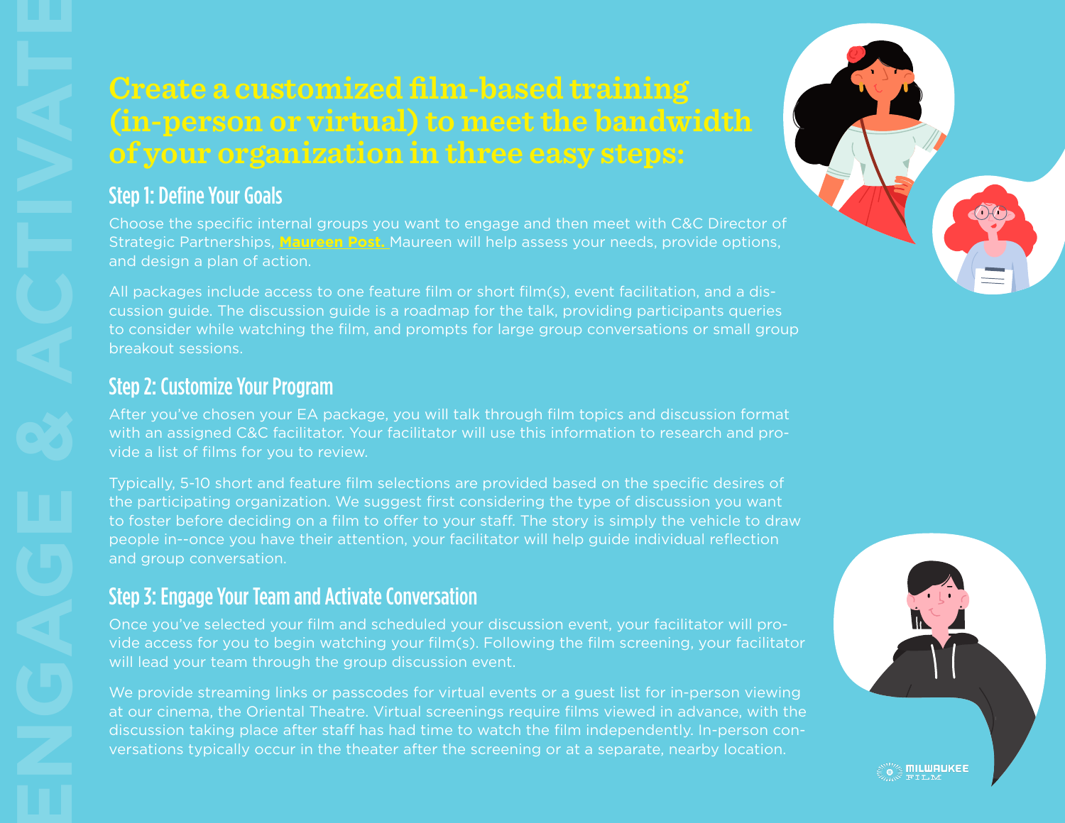# Create a customized film-based training (in-person or virtual) to meet the bandwidth of your organization in three easy steps:

## Step 1: Define Your Goals

Choose the specific internal groups you want to engage and then meet with C&C Director of Strategic Partnerships, **Maureen Post.** Maureen will help assess your needs, provide options, and design a plan of action.

All packages include access to one feature film or short film(s), event facilitation, and a discussion guide. The discussion guide is a roadmap for the talk, providing participants queries to consider while watching the film, and prompts for large group conversations or small group breakout sessions.

## Step 2: Customize Your Program

After you've chosen your EA package, you will talk through film topics and discussion format with an assigned C&C facilitator. Your facilitator will use this information to research and provide a list of films for you to review.

Typically, 5-10 short and feature film selections are provided based on the specific desires of the participating organization. We suggest first considering the type of discussion you want to foster before deciding on a film to offer to your staff. The story is simply the vehicle to draw people in--once you have their attention, your facilitator will help guide individual reflection and group conversation.

## Step 3: Engage Your Team and Activate Conversation

Once you've selected your film and scheduled your discussion event, your facilitator will provide access for you to begin watching your film(s). Following the film screening, your facilitator will lead your team through the group discussion event.

We provide streaming links or passcodes for virtual events or a guest list for in-person viewing at our cinema, the Oriental Theatre. Virtual screenings require films viewed in advance, with the discussion taking place after staff has had time to watch the film independently. In-person conversations typically occur in the theater after the screening or at a separate, nearby location.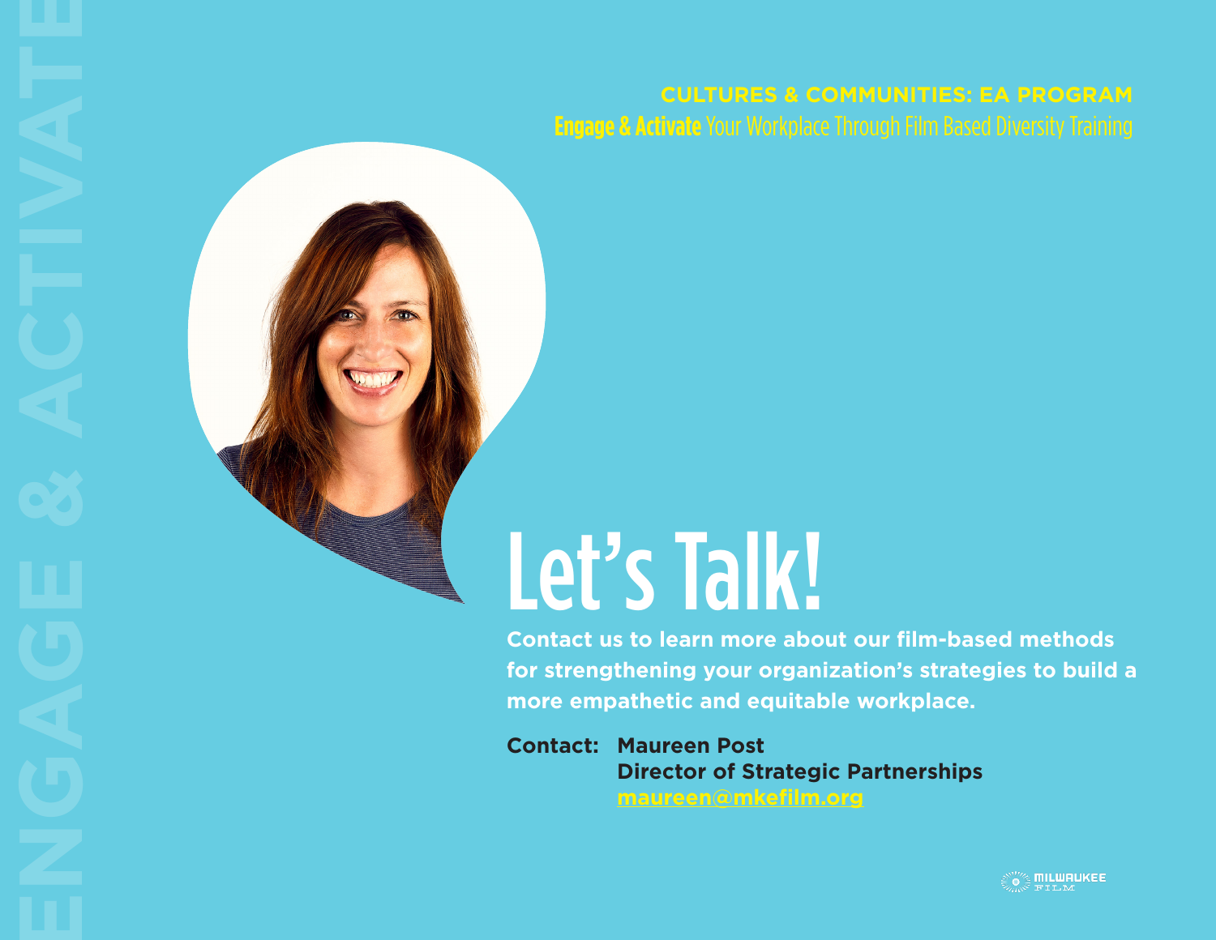**CULTURES & COMMUNITIES: EA PROGRAM**

**Engage & Activate** Your Workplace Through Film Based Diversity Training

# Let's Talk!

**Contact us to learn more about our film-based methods for strengthening your organization's strategies to build a more empathetic and equitable workplace.**

**Contact:** **Maureen Post**
**Director of Strategic Partnerships**
**maureen@mkefilm.org**

MILWAUKEE FILM